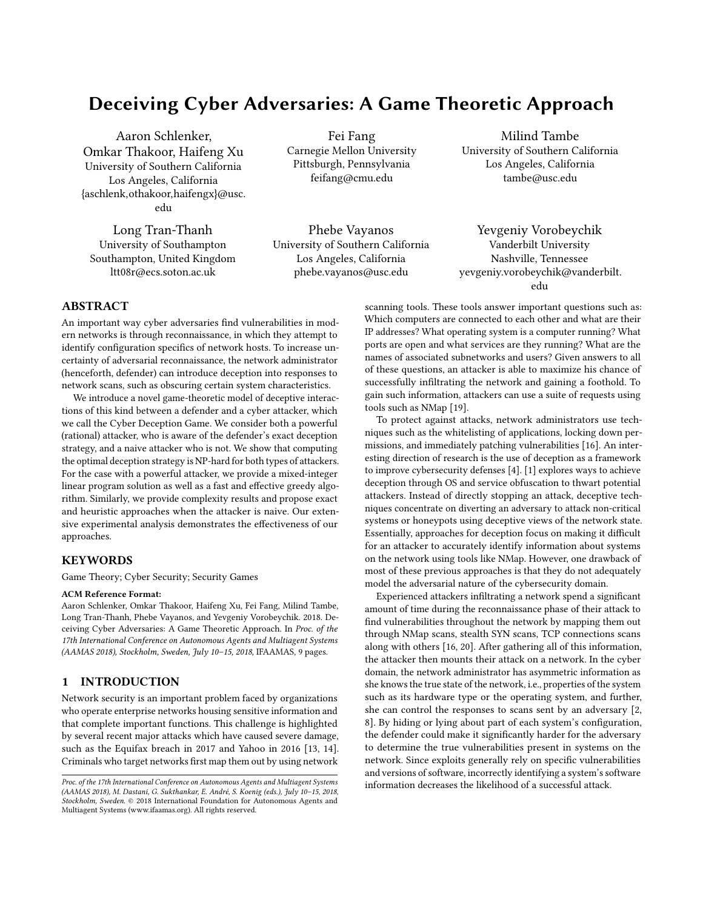# Deceiving Cyber Adversaries: A Game Theoretic Approach

Aaron Schlenker, Omkar Thakoor, Haifeng Xu
University of Southern California
Los Angeles, California
{aschlenk,othakoor,haifengx}@usc.edu

Fei Fang
Carnegie Mellon University
Pittsburgh, Pennsylvania
feifang@cmu.edu

Milind Tambe
University of Southern California
Los Angeles, California
tambe@usc.edu

Long Tran-Thanh
University of Southampton
Southampton, United Kingdom
ltt08r@ecs.soton.ac.uk

Phebe Vayanos
University of Southern California
Los Angeles, California
phebe.vayanos@usc.edu

Yevgeniy Vorobeychik
Vanderbilt University
Nashville, Tennessee
yevgeniy.vorobeychik@vanderbilt.edu

## ABSTRACT

An important way cyber adversaries find vulnerabilities in modern networks is through reconnaissance, in which they attempt to identify configuration specifics of network hosts. To increase uncertainty of adversarial reconnaissance, the network administrator (henceforth, defender) can introduce deception into responses to network scans, such as obscuring certain system characteristics.

We introduce a novel game-theoretic model of deceptive interactions of this kind between a defender and a cyber attacker, which we call the Cyber Deception Game. We consider both a powerful (rational) attacker, who is aware of the defender's exact deception strategy, and a naive attacker who is not. We show that computing the optimal deception strategy is NP-hard for both types of attackers. For the case with a powerful attacker, we provide a mixed-integer linear program solution as well as a fast and effective greedy algorithm. Similarly, we provide complexity results and propose exact and heuristic approaches when the attacker is naive. Our extensive experimental analysis demonstrates the effectiveness of our approaches.

## KEYWORDS

Game Theory; Cyber Security; Security Games

**ACM Reference Format:**
Aaron Schlenker, Omkar Thakoor, Haifeng Xu, Fei Fang, Milind Tambe, Long Tran-Thanh, Phebe Vayanos, and Yevgeniy Vorobeychik. 2018. Deceiving Cyber Adversaries: A Game Theoretic Approach. In *Proc. of the 17th International Conference on Autonomous Agents and Multiagent Systems (AAMAS 2018), Stockholm, Sweden, July 10–15, 2018*, IFAAMAS, 9 pages.

## 1 INTRODUCTION

Network security is an important problem faced by organizations who operate enterprise networks housing sensitive information and that complete important functions. This challenge is highlighted by several recent major attacks which have caused severe damage, such as the Equifax breach in 2017 and Yahoo in 2016 [13, 14]. Criminals who target networks first map them out by using network scanning tools. These tools answer important questions such as: Which computers are connected to each other and what are their IP addresses? What operating system is a computer running? What ports are open and what services are they running? What are the names of associated subnetworks and users? Given answers to all of these questions, an attacker is able to maximize his chance of successfully infiltrating the network and gaining a foothold. To gain such information, attackers can use a suite of requests using tools such as NMap [19].

To protect against attacks, network administrators use techniques such as the whitelisting of applications, locking down permissions, and immediately patching vulnerabilities [16]. An interesting direction of research is the use of deception as a framework to improve cybersecurity defenses [4]. [1] explores ways to achieve deception through OS and service obfuscation to thwart potential attackers. Instead of directly stopping an attack, deceptive techniques concentrate on diverting an adversary to attack non-critical systems or honeypots using deceptive views of the network state. Essentially, approaches for deception focus on making it difficult for an attacker to accurately identify information about systems on the network using tools like NMap. However, one drawback of most of these previous approaches is that they do not adequately model the adversarial nature of the cybersecurity domain.

Experienced attackers infiltrating a network spend a significant amount of time during the reconnaissance phase of their attack to find vulnerabilities throughout the network by mapping them out through NMap scans, stealth SYN scans, TCP connections scans along with others [16, 20]. After gathering all of this information, the attacker then mounts their attack on a network. In the cyber domain, the network administrator has asymmetric information as she knows the true state of the network, i.e., properties of the system such as its hardware type or the operating system, and further, she can control the responses to scans sent by an adversary [2, 8]. By hiding or lying about part of each system's configuration, the defender could make it significantly harder for the adversary to determine the true vulnerabilities present in systems on the network. Since exploits generally rely on specific vulnerabilities and versions of software, incorrectly identifying a system's software information decreases the likelihood of a successful attack.

*Proc. of the 17th International Conference on Autonomous Agents and Multiagent Systems (AAMAS 2018), M. Dastani, G. Sukthankar, E. André, S. Koenig (eds.), July 10–15, 2018, Stockholm, Sweden.* © 2018 International Foundation for Autonomous Agents and Multiagent Systems (www.ifaamas.org). All rights reserved.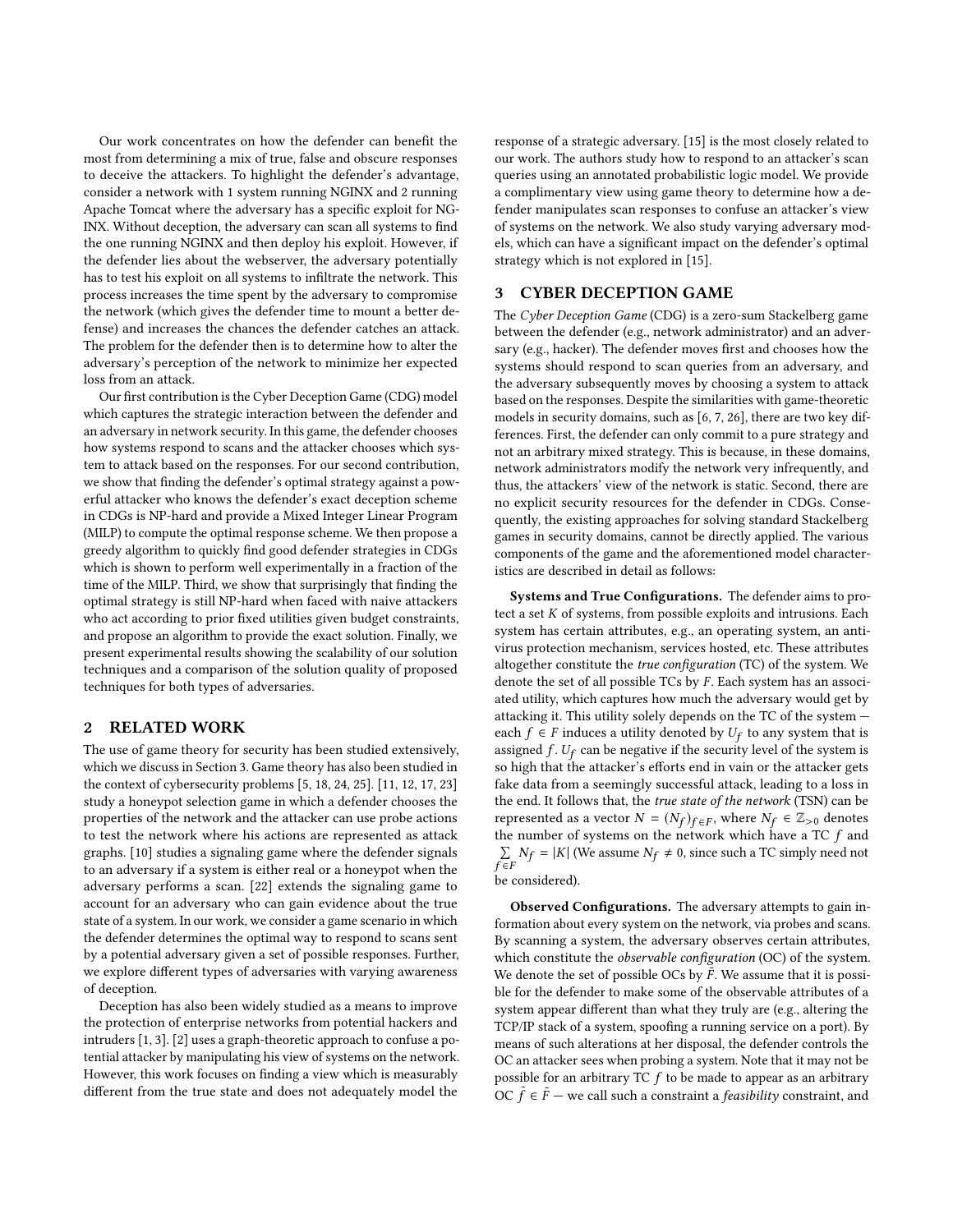Our work concentrates on how the defender can benefit the most from determining a mix of true, false and obscure responses to deceive the attackers. To highlight the defender's advantage, consider a network with 1 system running NGINX and 2 running Apache Tomcat where the adversary has a specific exploit for NGINX. Without deception, the adversary can scan all systems to find the one running NGINX and then deploy his exploit. However, if the defender lies about the webserver, the adversary potentially has to test his exploit on all systems to infiltrate the network. This process increases the time spent by the adversary to compromise the network (which gives the defender time to mount a better defense) and increases the chances the defender catches an attack. The problem for the defender then is to determine how to alter the adversary's perception of the network to minimize her expected loss from an attack.

Our first contribution is the Cyber Deception Game (CDG) model which captures the strategic interaction between the defender and an adversary in network security. In this game, the defender chooses how systems respond to scans and the attacker chooses which system to attack based on the responses. For our second contribution, we show that finding the defender's optimal strategy against a powerful attacker who knows the defender's exact deception scheme in CDGs is NP-hard and provide a Mixed Integer Linear Program (MILP) to compute the optimal response scheme. We then propose a greedy algorithm to quickly find good defender strategies in CDGs which is shown to perform well experimentally in a fraction of the time of the MILP. Third, we show that surprisingly that finding the optimal strategy is still NP-hard when faced with naive attackers who act according to prior fixed utilities given budget constraints, and propose an algorithm to provide the exact solution. Finally, we present experimental results showing the scalability of our solution techniques and a comparison of the solution quality of proposed techniques for both types of adversaries.

## 2 RELATED WORK

The use of game theory for security has been studied extensively, which we discuss in Section 3. Game theory has also been studied in the context of cybersecurity problems [5, 18, 24, 25]. [11, 12, 17, 23] study a honeypot selection game in which a defender chooses the properties of the network and the attacker can use probe actions to test the network where his actions are represented as attack graphs. [10] studies a signaling game where the defender signals to an adversary if a system is either real or a honeypot when the adversary performs a scan. [22] extends the signaling game to account for an adversary who can gain evidence about the true state of a system. In our work, we consider a game scenario in which the defender determines the optimal way to respond to scans sent by a potential adversary given a set of possible responses. Further, we explore different types of adversaries with varying awareness of deception.

Deception has also been widely studied as a means to improve the protection of enterprise networks from potential hackers and intruders [1, 3]. [2] uses a graph-theoretic approach to confuse a potential attacker by manipulating his view of systems on the network. However, this work focuses on finding a view which is measurably different from the true state and does not adequately model the response of a strategic adversary. [15] is the most closely related to our work. The authors study how to respond to an attacker's scan queries using an annotated probabilistic logic model. We provide a complimentary view using game theory to determine how a defender manipulates scan responses to confuse an attacker's view of systems on the network. We also study varying adversary models, which can have a significant impact on the defender's optimal strategy which is not explored in [15].

## 3 CYBER DECEPTION GAME

The *Cyber Deception Game* (CDG) is a zero-sum Stackelberg game between the defender (e.g., network administrator) and an adversary (e.g., hacker). The defender moves first and chooses how the systems should respond to scan queries from an adversary, and the adversary subsequently moves by choosing a system to attack based on the responses. Despite the similarities with game-theoretic models in security domains, such as [6, 7, 26], there are two key differences. First, the defender can only commit to a pure strategy and not an arbitrary mixed strategy. This is because, in these domains, network administrators modify the network very infrequently, and thus, the attackers' view of the network is static. Second, there are no explicit security resources for the defender in CDGs. Consequently, the existing approaches for solving standard Stackelberg games in security domains, cannot be directly applied. The various components of the game and the aforementioned model characteristics are described in detail as follows:

**Systems and True Configurations.** The defender aims to protect a set $K$ of systems, from possible exploits and intrusions. Each system has certain attributes, e.g., an operating system, an anti-virus protection mechanism, services hosted, etc. These attributes altogether constitute the *true configuration* (TC) of the system. We denote the set of all possible TCs by $F$. Each system has an associated utility, which captures how much the adversary would get by attacking it. This utility solely depends on the TC of the system — each $f \in F$ induces a utility denoted by $U_f$ to any system that is assigned $f$. $U_f$ can be negative if the security level of the system is so high that the attacker's efforts end in vain or the attacker gets fake data from a seemingly successful attack, leading to a loss in the end. It follows that, the *true state of the network* (TSN) can be represented as a vector $N = (N_f)_{f \in F}$, where $N_f \in \mathbb{Z}_{>0}$ denotes the number of systems on the network which have a TC $f$ and $\sum_{f \in F} N_f = |K|$ (We assume $N_f \neq 0$, since such a TC simply need not be considered).

**Observed Configurations.** The adversary attempts to gain information about every system on the network, via probes and scans. By scanning a system, the adversary observes certain attributes, which constitute the *observable configuration* (OC) of the system. We denote the set of possible OCs by $\tilde{F}$. We assume that it is possible for the defender to make some of the observable attributes of a system appear different than what they truly are (e.g., altering the TCP/IP stack of a system, spoofing a running service on a port). By means of such alterations at her disposal, the defender controls the OC an attacker sees when probing a system. Note that it may not be possible for an arbitrary TC $f$ to be made to appear as an arbitrary OC $\tilde{f} \in \tilde{F}$ — we call such a constraint a *feasibility* constraint, and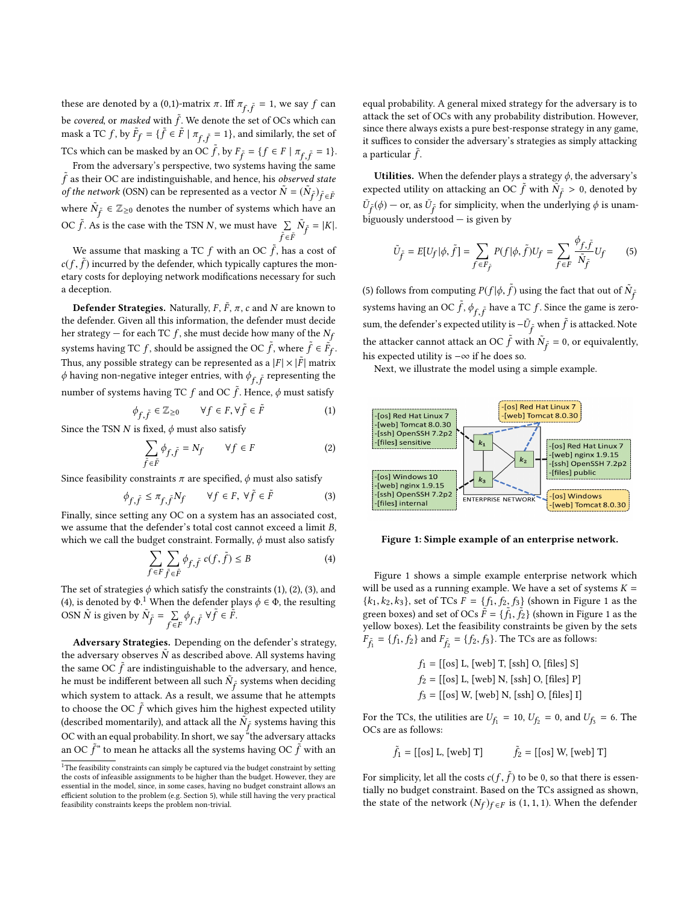these are denoted by a (0,1)-matrix $\pi$. Iff $\pi_{f,\tilde{f}} = 1$, we say $f$ can be *covered*, or *masked* with $\tilde{f}$. We denote the set of OCs which can mask a TC $f$, by $\tilde{F}_f = \{\tilde{f} \in \tilde{F} \mid \pi_{f,\tilde{f}} = 1\}$, and similarly, the set of TCs which can be masked by an OC $\tilde{f}$, by $F_{\tilde{f}} = \{f \in F \mid \pi_{f,\tilde{f}} = 1\}$.

From the adversary's perspective, two systems having the same $\tilde{f}$ as their OC are indistinguishable, and hence, his *observed state of the network* (OSN) can be represented as a vector $\tilde{N} = (\tilde{N}_{\tilde{f}})_{\tilde{f} \in \tilde{F}}$ where $\tilde{N}_{\tilde{f}} \in \mathbb{Z}_{\geq 0}$ denotes the number of systems which have an OC $\tilde{f}$. As is the case with the TSN $N$, we must have $\sum_{\tilde{f} \in \tilde{F}} \tilde{N}_{\tilde{f}} = |K|$.

We assume that masking a TC $f$ with an OC $\tilde{f}$, has a cost of $c(f, \tilde{f})$ incurred by the defender, which typically captures the monetary costs for deploying network modifications necessary for such a deception.

**Defender Strategies.** Naturally, $F$, $\tilde{F}$, $\pi$, $c$ and $N$ are known to the defender. Given all this information, the defender must decide her strategy — for each TC $f$, she must decide how many of the $N_f$ systems having TC $f$, should be assigned the OC $\tilde{f}$, where $\tilde{f} \in \tilde{F}_f$. Thus, any possible strategy can be represented as a $|F| \times |\tilde{F}|$ matrix $\phi$ having non-negative integer entries, with $\phi_{f,\tilde{f}}$ representing the number of systems having TC $f$ and OC $\tilde{f}$. Hence, $\phi$ must satisfy

$$\phi_{f,\tilde{f}} \in \mathbb{Z}_{\geq 0} \qquad \forall f \in F, \forall \tilde{f} \in \tilde{F} \tag{1}$$

Since the TSN $N$ is fixed, $\phi$ must also satisfy

$$\sum_{\tilde{f} \in \tilde{F}} \phi_{f,\tilde{f}} = N_f \qquad \forall f \in F \tag{2}$$

Since feasibility constraints $\pi$ are specified, $\phi$ must also satisfy

$$\phi_{f,\tilde{f}} \leq \pi_{f,\tilde{f}} N_f \qquad \forall f \in F, \forall \tilde{f} \in \tilde{F} \tag{3}$$

Finally, since setting any OC on a system has an associated cost, we assume that the defender's total cost cannot exceed a limit $B$, which we call the budget constraint. Formally, $\phi$ must also satisfy

$$\sum_{f \in F} \sum_{\tilde{f} \in \tilde{F}} \phi_{f,\tilde{f}}\, c(f, \tilde{f}) \leq B \tag{4}$$

The set of strategies $\phi$ which satisfy the constraints (1), (2), (3), and (4), is denoted by $\Phi$.[1] When the defender plays $\phi \in \Phi$, the resulting OSN $\tilde{N}$ is given by $\tilde{N}_{\tilde{f}} = \sum_{f \in F} \phi_{f,\tilde{f}}\ \forall \tilde{f} \in \tilde{F}$.

**Adversary Strategies.** Depending on the defender's strategy, the adversary observes $\tilde{N}$ as described above. All systems having the same OC $\tilde{f}$ are indistinguishable to the adversary, and hence, he must be indifferent between all such $\tilde{N}_{\tilde{f}}$ systems when deciding which system to attack. As a result, we assume that he attempts to choose the OC $\tilde{f}$ which gives him the highest expected utility (described momentarily), and attack all the $\tilde{N}_{\tilde{f}}$ systems having this OC with an equal probability. In short, we say "the adversary attacks an OC $\tilde{f}$" to mean he attacks all the systems having OC $\tilde{f}$ with an equal probability. A general mixed strategy for the adversary is to attack the set of OCs with any probability distribution. However, since there always exists a pure best-response strategy in any game, it suffices to consider the adversary's strategies as simply attacking a particular $\tilde{f}$.

[1] The feasibility constraints can simply be captured via the budget constraint by setting the costs of infeasible assignments to be higher than the budget. However, they are essential in the model, since, in some cases, having no budget constraint allows an efficient solution to the problem (e.g. Section 5), while still having the very practical feasibility constraints keeps the problem non-trivial.

**Utilities.** When the defender plays a strategy $\phi$, the adversary's expected utility on attacking an OC $\tilde{f}$ with $\tilde{N}_{\tilde{f}} > 0$, denoted by $\bar{U}_{\tilde{f}}(\phi)$ — or, as $\bar{U}_{\tilde{f}}$ for simplicity, when the underlying $\phi$ is unambiguously understood — is given by

$$\bar{U}_{\tilde{f}} = E[U_f | \phi, \tilde{f}] = \sum_{f \in F_{\tilde{f}}} P(f | \phi, \tilde{f}) U_f = \sum_{f \in F} \frac{\phi_{f,\tilde{f}}}{\tilde{N}_{\tilde{f}}} U_f \tag{5}$$

(5) follows from computing $P(f | \phi, \tilde{f})$ using the fact that out of $\tilde{N}_{\tilde{f}}$ systems having an OC $\tilde{f}$, $\phi_{f,\tilde{f}}$ have a TC $f$. Since the game is zero-sum, the defender's expected utility is $-\bar{U}_{\tilde{f}}$ when $\tilde{f}$ is attacked. Note the attacker cannot attack an OC $\tilde{f}$ with $\tilde{N}_{\tilde{f}} = 0$, or equivalently, his expected utility is $-\infty$ if he does so.

Next, we illustrate the model using a simple example.

Figure 1: Simple example of an enterprise network.

Figure 1 shows a simple example enterprise network which will be used as a running example. We have a set of systems $K = \{k_1, k_2, k_3\}$, set of TCs $F = \{f_1, f_2, f_3\}$ (shown in Figure 1 as the green boxes) and set of OCs $\tilde{F} = \{\tilde{f}_1, \tilde{f}_2\}$ (shown in Figure 1 as the yellow boxes). Let the feasibility constraints be given by the sets $F_{\tilde{f}_1} = \{f_1, f_2\}$ and $F_{\tilde{f}_2} = \{f_2, f_3\}$. The TCs are as follows:

$$f_1 = [\text{[os] L, [web] T, [ssh] O, [files] S}]$$

$$f_2 = [\text{[os] L, [web] N, [ssh] O, [files] P}]$$

$$f_3 = [\text{[os] W, [web] N, [ssh] O, [files] I}]$$

For the TCs, the utilities are $U_{f_1} = 10$, $U_{f_2} = 0$, and $U_{f_3} = 6$. The OCs are as follows:

$$\tilde{f}_1 = [\text{[os] L, [web] T}] \qquad \tilde{f}_2 = [\text{[os] W, [web] T}]$$

For simplicity, let all the costs $c(f, \tilde{f})$ to be 0, so that there is essentially no budget constraint. Based on the TCs assigned as shown, the state of the network $(N_f)_{f \in F}$ is $(1, 1, 1)$. When the defender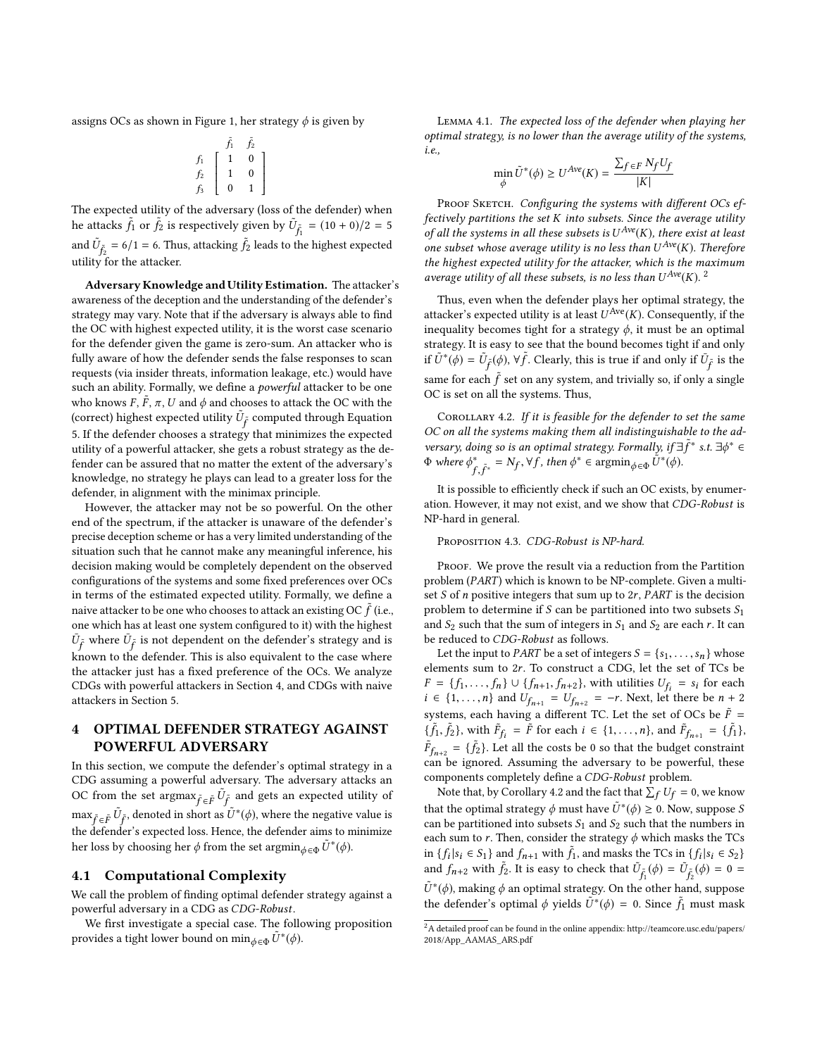assigns OCs as shown in Figure 1, her strategy $\phi$ is given by

$$\begin{array}{c} \\ f_1 \\ f_2 \\ f_3 \end{array} \begin{array}{cc} \tilde{f}_1 & \tilde{f}_2 \\ \left[\begin{array}{cc} 1 & 0 \\ 1 & 0 \\ 0 & 1 \end{array}\right] \end{array}$$

The expected utility of the adversary (loss of the defender) when he attacks $\tilde{f}_1$ or $\tilde{f}_2$ is respectively given by $\tilde{U}_{\tilde{f}_1} = (10+0)/2 = 5$ and $\tilde{U}_{\tilde{f}_2} = 6/1 = 6$. Thus, attacking $\tilde{f}_2$ leads to the highest expected utility for the attacker.

**Adversary Knowledge and Utility Estimation.** The attacker's awareness of the deception and the understanding of the defender's strategy may vary. Note that if the adversary is always able to find the OC with highest expected utility, it is the worst case scenario for the defender given the game is zero-sum. An attacker who is fully aware of how the defender sends the false responses to scan requests (via insider threats, information leakage, etc.) would have such an ability. Formally, we define a *powerful* attacker to be one who knows $F$, $\tilde{F}$, $\pi$, $U$ and $\phi$ and chooses to attack the OC with the (correct) highest expected utility $\tilde{U}_{\tilde{f}}$ computed through Equation 5. If the defender chooses a strategy that minimizes the expected utility of a powerful attacker, she gets a robust strategy as the defender can be assured that no matter the extent of the adversary's knowledge, no strategy he plays can lead to a greater loss for the defender, in alignment with the minimax principle.

However, the attacker may not be so powerful. On the other end of the spectrum, if the attacker is unaware of the defender's precise deception scheme or has a very limited understanding of the situation such that he cannot make any meaningful inference, his decision making would be completely dependent on the observed configurations of the systems and some fixed preferences over OCs in terms of the estimated expected utility. Formally, we define a naive attacker to be one who chooses to attack an existing OC $\tilde{f}$ (i.e., one which has at least one system configured to it) with the highest $\bar{U}_{\tilde{f}}$ where $\bar{U}_{\tilde{f}}$ is not dependent on the defender's strategy and is known to the defender. This is also equivalent to the case where the attacker just has a fixed preference of the OCs. We analyze CDGs with powerful attackers in Section 4, and CDGs with naive attackers in Section 5.

## 4 OPTIMAL DEFENDER STRATEGY AGAINST POWERFUL ADVERSARY

In this section, we compute the defender's optimal strategy in a CDG assuming a powerful adversary. The adversary attacks an OC from the set $\text{argmax}_{\tilde{f} \in \tilde{F}} \tilde{U}_{\tilde{f}}$ and gets an expected utility of $\max_{\tilde{f} \in \tilde{F}} \tilde{U}_{\tilde{f}}$, denoted in short as $\tilde{U}^*(\phi)$, where the negative value is the defender's expected loss. Hence, the defender aims to minimize her loss by choosing her $\phi$ from the set $\text{argmin}_{\phi \in \Phi} \tilde{U}^*(\phi)$.

### 4.1 Computational Complexity

We call the problem of finding optimal defender strategy against a powerful adversary in a CDG as *CDG-Robust*.

We first investigate a special case. The following proposition provides a tight lower bound on $\min_{\phi \in \Phi} \tilde{U}^*(\phi)$.

Lemma 4.1. *The expected loss of the defender when playing her optimal strategy, is no lower than the average utility of the systems, i.e.,*

$$\min_{\phi} \tilde{U}^*(\phi) \geq U^{Ave}(K) = \frac{\sum_{f \in F} N_f U_f}{|K|}$$

Proof Sketch. *Configuring the systems with different OCs effectively partitions the set $K$ into subsets. Since the average utility of all the systems in all these subsets is $U^{Ave}(K)$, there exist at least one subset whose average utility is no less than $U^{Ave}(K)$. Therefore the highest expected utility for the attacker, which is the maximum average utility of all these subsets, is no less than $U^{Ave}(K)$.* [2]

Thus, even when the defender plays her optimal strategy, the attacker's expected utility is at least $U^{Ave}(K)$. Consequently, if the inequality becomes tight for a strategy $\phi$, it must be an optimal strategy. It is easy to see that the bound becomes tight if and only if $\tilde{U}^*(\phi) = \tilde{U}_{\tilde{f}}(\phi), \forall \tilde{f}$. Clearly, this is true if and only if $\tilde{U}_{\tilde{f}}$ is the same for each $\tilde{f}$ set on any system, and trivially so, if only a single OC is set on all the systems. Thus,

Corollary 4.2. *If it is feasible for the defender to set the same OC on all the systems making them all indistinguishable to the adversary, doing so is an optimal strategy. Formally, if $\exists \tilde{f}^*$ s.t. $\exists \phi^* \in \Phi$ where $\phi^*_{f,\tilde{f}^*} = N_f, \forall f$, then $\phi^* \in \text{argmin}_{\phi \in \Phi} \tilde{U}^*(\phi)$.*

It is possible to efficiently check if such an OC exists, by enumeration. However, it may not exist, and we show that *CDG-Robust* is NP-hard in general.

Proposition 4.3. *CDG-Robust is NP-hard.*

Proof. We prove the result via a reduction from the Partition problem (*PART*) which is known to be NP-complete. Given a multiset $S$ of $n$ positive integers that sum up to $2r$, *PART* is the decision problem to determine if $S$ can be partitioned into two subsets $S_1$ and $S_2$ such that the sum of integers in $S_1$ and $S_2$ are each $r$. It can be reduced to *CDG-Robust* as follows.

Let the input to *PART* be a set of integers $S = \{s_1, \ldots, s_n\}$ whose elements sum to $2r$. To construct a CDG, let the set of TCs be $F = \{f_1, \ldots, f_n\} \cup \{f_{n+1}, f_{n+2}\}$, with utilities $U_{f_i} = s_i$ for each $i \in \{1, \ldots, n\}$ and $U_{f_{n+1}} = U_{f_{n+2}} = -r$. Next, let there be $n+2$ systems, each having a different TC. Let the set of OCs be $\tilde{F} = \{\tilde{f}_1, \tilde{f}_2\}$, with $\tilde{F}_{f_i} = \tilde{F}$ for each $i \in \{1, \ldots, n\}$, and $\tilde{F}_{f_{n+1}} = \{\tilde{f}_1\}$, $\tilde{F}_{f_{n+2}} = \{\tilde{f}_2\}$. Let all the costs be 0 so that the budget constraint can be ignored. Assuming the adversary to be powerful, these components completely define a *CDG-Robust* problem.

Note that, by Corollary 4.2 and the fact that $\sum_f U_f = 0$, we know that the optimal strategy $\phi$ must have $\tilde{U}^*(\phi) \geq 0$. Now, suppose $S$ can be partitioned into subsets $S_1$ and $S_2$ such that the numbers in each sum to $r$. Then, consider the strategy $\phi$ which masks the TCs in $\{f_i | s_i \in S_1\}$ and $f_{n+1}$ with $\tilde{f}_1$, and masks the TCs in $\{f_i | s_i \in S_2\}$ and $f_{n+2}$ with $\tilde{f}_2$. It is easy to check that $\tilde{U}_{\tilde{f}_1}(\phi) = \tilde{U}_{\tilde{f}_2}(\phi) = 0 = \tilde{U}^*(\phi)$, making $\phi$ an optimal strategy. On the other hand, suppose the defender's optimal $\phi$ yields $\tilde{U}^*(\phi) = 0$. Since $\tilde{f}_1$ must mask

[2] A detailed proof can be found in the online appendix: http://teamcore.usc.edu/papers/2018/App_AAMAS_ARS.pdf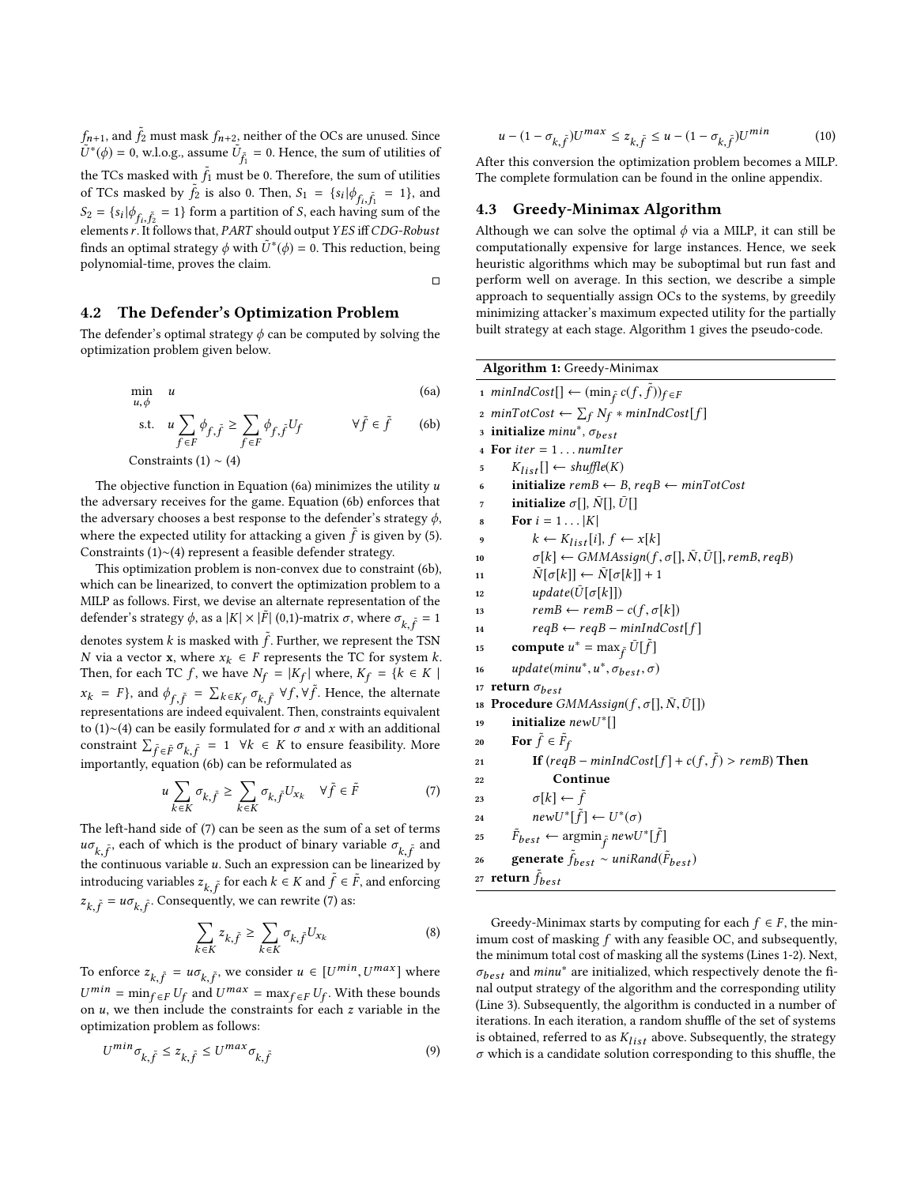$f_{n+1}$, and $\tilde{f}_2$ must mask $f_{n+2}$, neither of the OCs are unused. Since $\tilde{U}^*(\phi) = 0$, w.l.o.g., assume $\tilde{U}_{\tilde{f}_1} = 0$. Hence, the sum of utilities of the TCs masked with $\tilde{f}_1$ must be 0. Therefore, the sum of utilities of TCs masked by $\tilde{f}_2$ is also 0. Then, $S_1 = \{s_i | \phi_{f_i, \tilde{f}_1} = 1\}$, and $S_2 = \{s_i | \phi_{f_i, \tilde{f}_2} = 1\}$ form a partition of $S$, each having sum of the elements $r$. It follows that, *PART* should output *YES* iff *CDG-Robust* finds an optimal strategy $\phi$ with $\tilde{U}^*(\phi) = 0$. This reduction, being polynomial-time, proves the claim.

□

## 4.2 The Defender's Optimization Problem

The defender's optimal strategy $\phi$ can be computed by solving the optimization problem given below.

$$\min_{u,\phi} \quad u \tag{6a}$$

$$\text{s.t.} \quad u \sum_{f \in F} \phi_{f,\tilde{f}} \geq \sum_{f \in F} \phi_{f,\tilde{f}} U_f \qquad \forall \tilde{f} \in \tilde{F} \tag{6b}$$

Constraints (1) ~ (4)

The objective function in Equation (6a) minimizes the utility $u$ the adversary receives for the game. Equation (6b) enforces that the adversary chooses a best response to the defender's strategy $\phi$, where the expected utility for attacking a given $\tilde{f}$ is given by (5). Constraints (1)~(4) represent a feasible defender strategy.

This optimization problem is non-convex due to constraint (6b), which can be linearized, to convert the optimization problem to a MILP as follows. First, we devise an alternate representation of the defender's strategy $\phi$, as a $|K| \times |\tilde{F}|$ (0,1)-matrix $\sigma$, where $\sigma_{k,\tilde{f}} = 1$ denotes system $k$ is masked with $\tilde{f}$. Further, we represent the TSN $N$ via a vector $\mathbf{x}$, where $x_k \in F$ represents the TC for system $k$. Then, for each TC $f$, we have $N_f = |K_f|$ where, $K_f = \{k \in K \mid x_k = F\}$, and $\phi_{f,\tilde{f}} = \sum_{k \in K_f} \sigma_{k,\tilde{f}} \ \forall f, \forall \tilde{f}$. Hence, the alternate representations are indeed equivalent. Then, constraints equivalent to (1)~(4) can be easily formulated for $\sigma$ and $x$ with an additional constraint $\sum_{\tilde{f} \in \tilde{F}} \sigma_{k,\tilde{f}} = 1 \ \ \forall k \in K$ to ensure feasibility. More importantly, equation (6b) can be reformulated as

$$u \sum_{k \in K} \sigma_{k,\tilde{f}} \geq \sum_{k \in K} \sigma_{k,\tilde{f}} U_{x_k} \quad \forall \tilde{f} \in \tilde{F} \tag{7}$$

The left-hand side of (7) can be seen as the sum of a set of terms $u\sigma_{k,\tilde{f}}$, each of which is the product of binary variable $\sigma_{k,\tilde{f}}$ and the continuous variable $u$. Such an expression can be linearized by introducing variables $z_{k,\tilde{f}}$ for each $k \in K$ and $\tilde{f} \in \tilde{F}$, and enforcing $z_{k,\tilde{f}} = u\sigma_{k,\tilde{f}}$. Consequently, we can rewrite (7) as:

$$\sum_{k \in K} z_{k,\tilde{f}} \geq \sum_{k \in K} \sigma_{k,\tilde{f}} U_{x_k} \tag{8}$$

To enforce $z_{k,\tilde{f}} = u\sigma_{k,\tilde{f}}$, we consider $u \in [U^{min}, U^{max}]$ where $U^{min} = \min_{f \in F} U_f$ and $U^{max} = \max_{f \in F} U_f$. With these bounds on $u$, we then include the constraints for each $z$ variable in the optimization problem as follows:

$$U^{min} \sigma_{k,\tilde{f}} \leq z_{k,\tilde{f}} \leq U^{max} \sigma_{k,\tilde{f}} \tag{9}$$

$$u - (1 - \sigma_{k,\tilde{f}}) U^{max} \leq z_{k,\tilde{f}} \leq u - (1 - \sigma_{k,\tilde{f}}) U^{min} \tag{10}$$

After this conversion the optimization problem becomes a MILP. The complete formulation can be found in the online appendix.

## 4.3 Greedy-Minimax Algorithm

Although we can solve the optimal $\phi$ via a MILP, it can still be computationally expensive for large instances. Hence, we seek heuristic algorithms which may be suboptimal but run fast and perform well on average. In this section, we describe a simple approach to sequentially assign OCs to the systems, by greedily minimizing attacker's maximum expected utility for the partially built strategy at each stage. Algorithm 1 gives the pseudo-code.

**Algorithm 1:** Greedy-Minimax

```
1  minIndCost[] ← (min_f̃ c(f, f̃))_{f∈F}
2  minTotCost ← Σ_f N_f * minIndCost[f]
3  initialize minu*, σ_best
4  For iter = 1 . . . numIter
5      K_list[] ← shuffle(K)
6      initialize remB ← B, reqB ← minTotCost
7      initialize σ[], N̄[], Ū[]
8      For i = 1 . . . |K|
9          k ← K_list[i], f ← x[k]
10         σ[k] ← GMMAssign(f, σ[], N̄, Ū[], remB, reqB)
11         N̄[σ[k]] ← N̄[σ[k]] + 1
12         update(Ū[σ[k]])
13         remB ← remB − c(f, σ[k])
14         reqB ← reqB − minIndCost[f]
15     compute u* = max_f̃ Ū[f̃]
16     update(minu*, u*, σ_best, σ)
17 return σ_best
18 Procedure GMMAssign(f, σ[], N̄, Ū[])
19     initialize newU*[]
20     For f̃ ∈ F̃_f
21         If (reqB − minIndCost[f] + c(f, f̃) > remB) Then
22             Continue
23         σ[k] ← f̃
24         newU*[f̃] ← U*(σ)
25     F̃_best ← argmin_f̃ newU*[f̃]
26     generate f̃_best ∼ uniRand(F̃_best)
27 return f̃_best
```

Greedy-Minimax starts by computing for each $f \in F$, the minimum cost of masking $f$ with any feasible OC, and subsequently, the minimum total cost of masking all the systems (Lines 1-2). Next, $\sigma_{best}$ and $minu^*$ are initialized, which respectively denote the final output strategy of the algorithm and the corresponding utility (Line 3). Subsequently, the algorithm is conducted in a number of iterations. In each iteration, a random shuffle of the set of systems is obtained, referred to as $K_{list}$ above. Subsequently, the strategy $\sigma$ which is a candidate solution corresponding to this shuffle, the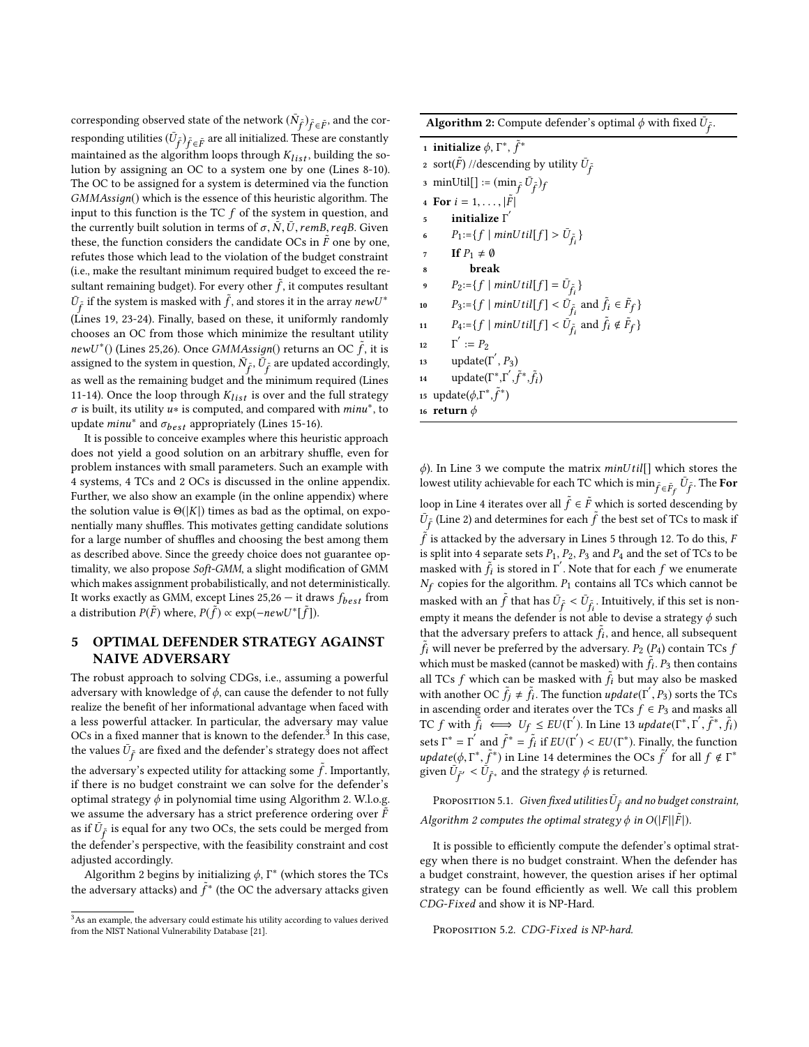corresponding observed state of the network $(\bar{N}_{\tilde{f}})_{\tilde{f}\in\tilde{F}}$, and the corresponding utilities $(\bar{U}_{\tilde{f}})_{\tilde{f}\in\tilde{F}}$ are all initialized. These are constantly maintained as the algorithm loops through $K_{list}$, building the solution by assigning an OC to a system one by one (Lines 8-10). The OC to be assigned for a system is determined via the function *GMMAssign*() which is the essence of this heuristic algorithm. The input to this function is the TC $f$ of the system in question, and the currently built solution in terms of $\sigma, \bar{N}, \bar{U}, remB, reqB$. Given these, the function considers the candidate OCs in $\tilde{F}$ one by one, refutes those which lead to the violation of the budget constraint (i.e., make the resultant minimum required budget to exceed the resultant remaining budget). For every other $\tilde{f}$, it computes resultant $\bar{U}_{\tilde{f}}$ if the system is masked with $\tilde{f}$, and stores it in the array $newU^*$ (Lines 19, 23-24). Finally, based on these, it uniformly randomly chooses an OC from those which minimize the resultant utility $newU^*()$ (Lines 25,26). Once *GMMAssign*() returns an OC $\tilde{f}$, it is assigned to the system in question, $\bar{N}_{\tilde{f}}, \bar{U}_{\tilde{f}}$ are updated accordingly, as well as the remaining budget and the minimum required (Lines 11-14). Once the loop through $K_{list}$ is over and the full strategy $\sigma$ is built, its utility $u*$ is computed, and compared with $minu^*$, to update $minu^*$ and $\sigma_{best}$ appropriately (Lines 15-16).

It is possible to conceive examples where this heuristic approach does not yield a good solution on an arbitrary shuffle, even for problem instances with small parameters. Such an example with 4 systems, 4 TCs and 2 OCs is discussed in the online appendix. Further, we also show an example (in the online appendix) where the solution value is $\Theta(|K|)$ times as bad as the optimal, on exponentially many shuffles. This motivates getting candidate solutions for a large number of shuffles and choosing the best among them as described above. Since the greedy choice does not guarantee optimality, we also propose *Soft-GMM*, a slight modification of GMM which makes assignment probabilistically, and not deterministically. It works exactly as GMM, except Lines 25,26 – it draws $f_{best}$ from a distribution $P(\tilde{F})$ where, $P(\tilde{f}) \propto \exp(-newU^*[\tilde{f}])$.

## 5 OPTIMAL DEFENDER STRATEGY AGAINST NAIVE ADVERSARY

The robust approach to solving CDGs, i.e., assuming a powerful adversary with knowledge of $\phi$, can cause the defender to not fully realize the benefit of her informational advantage when faced with a less powerful attacker. In particular, the adversary may value OCs in a fixed manner that is known to the defender.[3] In this case, the values $\bar{U}_{\tilde{f}}$ are fixed and the defender's strategy does not affect the adversary's expected utility for attacking some $\tilde{f}$. Importantly, if there is no budget constraint we can solve for the defender's optimal strategy $\phi$ in polynomial time using Algorithm 2. W.l.o.g. we assume the adversary has a strict preference ordering over $\tilde{F}$ as if $\bar{U}_{\tilde{f}}$ is equal for any two OCs, the sets could be merged from the defender's perspective, with the feasibility constraint and cost adjusted accordingly.

Algorithm 2 begins by initializing $\phi$, $\Gamma^*$ (which stores the TCs the adversary attacks) and $\tilde{f}^*$ (the OC the adversary attacks given $\phi$). In Line 3 we compute the matrix $minUtil[]$ which stores the lowest utility achievable for each TC which is $\min_{\tilde{f}\in\tilde{F}_f} \bar{U}_{\tilde{f}}$. The **For** loop in Line 4 iterates over all $\tilde{f} \in \tilde{F}$ which is sorted descending by $\bar{U}_{\tilde{f}}$ (Line 2) and determines for each $\tilde{f}$ the best set of TCs to mask if $\tilde{f}$ is attacked by the adversary in Lines 5 through 12. To do this, $F$ is split into 4 separate sets $P_1$, $P_2$, $P_3$ and $P_4$ and the set of TCs to be masked with $\tilde{f}_i$ is stored in $\Gamma'$. Note that for each $f$ we enumerate $N_f$ copies for the algorithm. $P_1$ contains all TCs which cannot be masked with an $\tilde{f}$ that has $\bar{U}_{\tilde{f}} < \bar{U}_{\tilde{f}_i}$. Intuitively, if this set is nonempty it means the defender is not able to devise a strategy $\phi$ such that the adversary prefers to attack $\tilde{f}_i$, and hence, all subsequent $\tilde{f}_i$ will never be preferred by the adversary. $P_2$ ($P_4$) contain TCs $f$ which must be masked (cannot be masked) with $\tilde{f}_i$. $P_3$ then contains all TCs $f$ which can be masked with $\tilde{f}_i$ but may also be masked with another OC $\tilde{f}_j \neq \tilde{f}_i$. The function $update(\Gamma', P_3)$ sorts the TCs in ascending order and iterates over the TCs $f \in P_3$ and masks all TC $f$ with $\tilde{f}_i \iff U_f \leq EU(\Gamma')$. In Line 13 $update(\Gamma^*, \Gamma', \tilde{f}^*, \tilde{f}_i)$ sets $\Gamma^* = \Gamma'$ and $\tilde{f}^* = \tilde{f}_i$ if $EU(\Gamma') < EU(\Gamma^*)$. Finally, the function $update(\phi, \Gamma^*, \tilde{f}^*)$ in Line 14 determines the OCs $\tilde{f}'$ for all $f \notin \Gamma^*$ given $\bar{U}_{\tilde{f}'} < \bar{U}_{\tilde{f}^*}$ and the strategy $\phi$ is returned.

**Algorithm 2:** Compute defender's optimal $\phi$ with fixed $\bar{U}_{\tilde{f}}$.

```
1  initialize φ, Γ*, f̃*
2  sort(F̃) //descending by utility Ū_f̃
3  minUtil[] := (min_f̃ Ū_f̃)_f
4  For i = 1, ..., |F̃|
5      initialize Γ'
6      P1 := {f | minUtil[f] > Ū_f̃i}
7      If P1 ≠ ∅
8          break
9      P2 := {f | minUtil[f] = Ū_f̃i}
10     P3 := {f | minUtil[f] < Ū_f̃i and f̃i ∈ F̃_f}
11     P4 := {f | minUtil[f] < Ū_f̃i and f̃i ∉ F̃_f}
12     Γ' := P2
13     update(Γ', P3)
14     update(Γ*, Γ', f̃*, f̃i)
15 update(φ, Γ*, f̃*)
16 return φ
```

PROPOSITION 5.1. *Given fixed utilities $\bar{U}_{\tilde{f}}$ and no budget constraint, Algorithm 2 computes the optimal strategy $\phi$ in $O(|F||\tilde{F}|)$.*

It is possible to efficiently compute the defender's optimal strategy when there is no budget constraint. When the defender has a budget constraint, however, the question arises if her optimal strategy can be found efficiently as well. We call this problem *CDG-Fixed* and show it is NP-Hard.

PROPOSITION 5.2. *CDG-Fixed is NP-hard.*

[3] As an example, the adversary could estimate his utility according to values derived from the NIST National Vulnerability Database [21].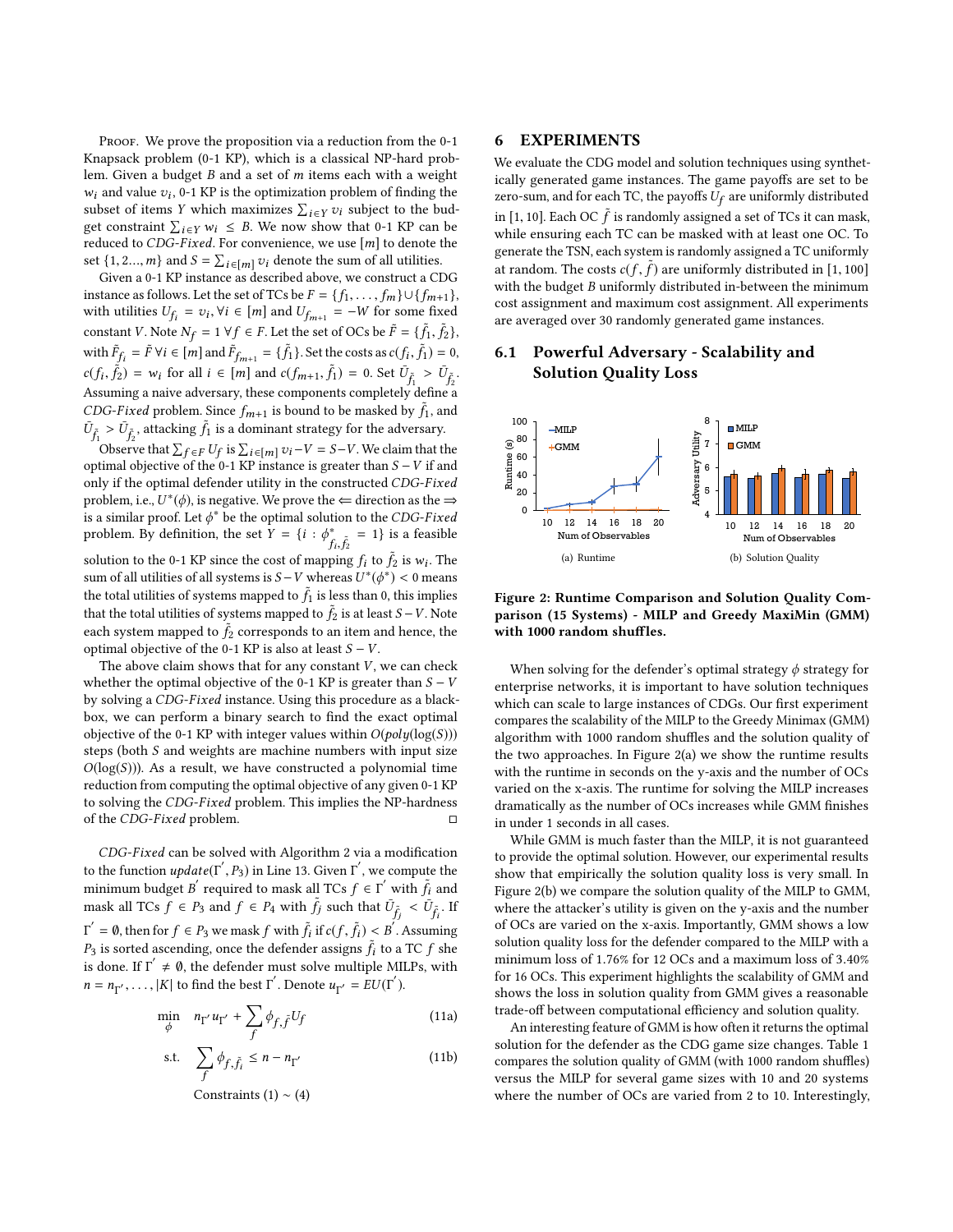Proof. We prove the proposition via a reduction from the 0-1 Knapsack problem (0-1 KP), which is a classical NP-hard problem. Given a budget $B$ and a set of $m$ items each with a weight $w_i$ and value $v_i$, 0-1 KP is the optimization problem of finding the subset of items $Y$ which maximizes $\sum_{i \in Y} v_i$ subject to the budget constraint $\sum_{i \in Y} w_i \leq B$. We now show that 0-1 KP can be reduced to *CDG-Fixed*. For convenience, we use $[m]$ to denote the set $\{1, 2..., m\}$ and $S = \sum_{i \in [m]} v_i$ denote the sum of all utilities.

Given a 0-1 KP instance as described above, we construct a CDG instance as follows. Let the set of TCs be $F = \{f_1, \ldots, f_m\} \cup \{f_{m+1}\}$, with utilities $U_{f_i} = v_i, \forall i \in [m]$ and $U_{f_{m+1}} = -W$ for some fixed constant $V$. Note $N_f = 1 \; \forall f \in F$. Let the set of OCs be $\tilde{F} = \{\tilde{f}_1, \tilde{f}_2\}$, with $\tilde{F}_{f_i} = \tilde{F} \; \forall i \in [m]$ and $\tilde{F}_{f_{m+1}} = \{\tilde{f}_1\}$. Set the costs as $c(f_i, \tilde{f}_1) = 0$, $c(f_i, \tilde{f}_2) = w_i$ for all $i \in [m]$ and $c(f_{m+1}, \tilde{f}_1) = 0$. Set $\bar{U}_{\tilde{f}_1} > \bar{U}_{\tilde{f}_2}$. Assuming a naive adversary, these components completely define a *CDG-Fixed* problem. Since $f_{m+1}$ is bound to be masked by $\tilde{f}_1$, and $\bar{U}_{\tilde{f}_1} > \bar{U}_{\tilde{f}_2}$, attacking $\tilde{f}_1$ is a dominant strategy for the adversary.

Observe that $\sum_{f \in F} U_f$ is $\sum_{i \in [m]} v_i - V = S - V$. We claim that the optimal objective of the 0-1 KP instance is greater than $S - V$ if and only if the optimal defender utility in the constructed *CDG-Fixed* problem, i.e., $U^*(\phi)$, is negative. We prove the $\Leftarrow$ direction as the $\Rightarrow$ is a similar proof. Let $\phi^*$ be the optimal solution to the *CDG-Fixed* problem. By definition, the set $Y = \{i : \phi^*_{f_i, \tilde{f}_2} = 1\}$ is a feasible solution to the 0-1 KP since the cost of mapping $f_i$ to $\tilde{f}_2$ is $w_i$. The sum of all utilities of all systems is $S - V$ whereas $U^*(\phi^*) < 0$ means the total utilities of systems mapped to $\tilde{f}_1$ is less than 0, this implies that the total utilities of systems mapped to $\tilde{f}_2$ is at least $S - V$. Note each system mapped to $\tilde{f}_2$ corresponds to an item and hence, the optimal objective of the 0-1 KP is also at least $S - V$.

The above claim shows that for any constant $V$, we can check whether the optimal objective of the 0-1 KP is greater than $S - V$ by solving a *CDG-Fixed* instance. Using this procedure as a blackbox, we can perform a binary search to find the exact optimal objective of the 0-1 KP with integer values within $O(poly(\log(S)))$ steps (both $S$ and weights are machine numbers with input size $O(\log(S))$). As a result, we have constructed a polynomial time reduction from computing the optimal objective of any given 0-1 KP to solving the *CDG-Fixed* problem. This implies the NP-hardness of the *CDG-Fixed* problem. ◻

*CDG-Fixed* can be solved with Algorithm 2 via a modification to the function $update(\Gamma', P_3)$ in Line 13. Given $\Gamma'$, we compute the minimum budget $B'$ required to mask all TCs $f \in \Gamma'$ with $\tilde{f}_i$ and mask all TCs $f \in P_3$ and $f \in P_4$ with $\tilde{f}_j$ such that $\bar{U}_{\tilde{f}_j} < \bar{U}_{\tilde{f}_i}$. If $\Gamma' = \emptyset$, then for $f \in P_3$ we mask $f$ with $\tilde{f}_i$ if $c(f, \tilde{f}_i) < B'$. Assuming $P_3$ is sorted ascending, once the defender assigns $\tilde{f}_i$ to a TC $f$ she is done. If $\Gamma' \neq \emptyset$, the defender must solve multiple MILPs, with $n = n_{\Gamma'}, \ldots, |K|$ to find the best $\Gamma'$. Denote $u_{\Gamma'} = EU(\Gamma')$.

$$\min_{\phi} \quad n_{\Gamma'} u_{\Gamma'} + \sum_{f} \phi_{f, \tilde{f}} U_f \tag{11a}$$

$$\text{s.t.} \quad \sum_{f} \phi_{f, \tilde{f}_i} \leq n - n_{\Gamma'} \tag{11b}$$

$$\text{Constraints (1)} \sim \text{(4)}$$

## 6 EXPERIMENTS

We evaluate the CDG model and solution techniques using synthetically generated game instances. The game payoffs are set to be zero-sum, and for each TC, the payoffs $U_f$ are uniformly distributed in $[1, 10]$. Each OC $\tilde{f}$ is randomly assigned a set of TCs it can mask, while ensuring each TC can be masked with at least one OC. To generate the TSN, each system is randomly assigned a TC uniformly at random. The costs $c(f, \tilde{f})$ are uniformly distributed in $[1, 100]$ with the budget $B$ uniformly distributed in-between the minimum cost assignment and maximum cost assignment. All experiments are averaged over 30 randomly generated game instances.

### 6.1 Powerful Adversary - Scalability and Solution Quality Loss

(a) Runtime

(b) Solution Quality

**Figure 2: Runtime Comparison and Solution Quality Comparison (15 Systems) - MILP and Greedy MaxiMin (GMM) with 1000 random shuffles.**

When solving for the defender's optimal strategy $\phi$ strategy for enterprise networks, it is important to have solution techniques which can scale to large instances of CDGs. Our first experiment compares the scalability of the MILP to the Greedy Minimax (GMM) algorithm with 1000 random shuffles and the solution quality of the two approaches. In Figure 2(a) we show the runtime results with the runtime in seconds on the y-axis and the number of OCs varied on the x-axis. The runtime for solving the MILP increases dramatically as the number of OCs increases while GMM finishes in under 1 seconds in all cases.

While GMM is much faster than the MILP, it is not guaranteed to provide the optimal solution. However, our experimental results show that empirically the solution quality loss is very small. In Figure 2(b) we compare the solution quality of the MILP to GMM, where the attacker's utility is given on the y-axis and the number of OCs are varied on the x-axis. Importantly, GMM shows a low solution quality loss for the defender compared to the MILP with a minimum loss of 1.76% for 12 OCs and a maximum loss of 3.40% for 16 OCs. This experiment highlights the scalability of GMM and shows the loss in solution quality from GMM gives a reasonable trade-off between computational efficiency and solution quality.

An interesting feature of GMM is how often it returns the optimal solution for the defender as the CDG game size changes. Table 1 compares the solution quality of GMM (with 1000 random shuffles) versus the MILP for several game sizes with 10 and 20 systems where the number of OCs are varied from 2 to 10. Interestingly,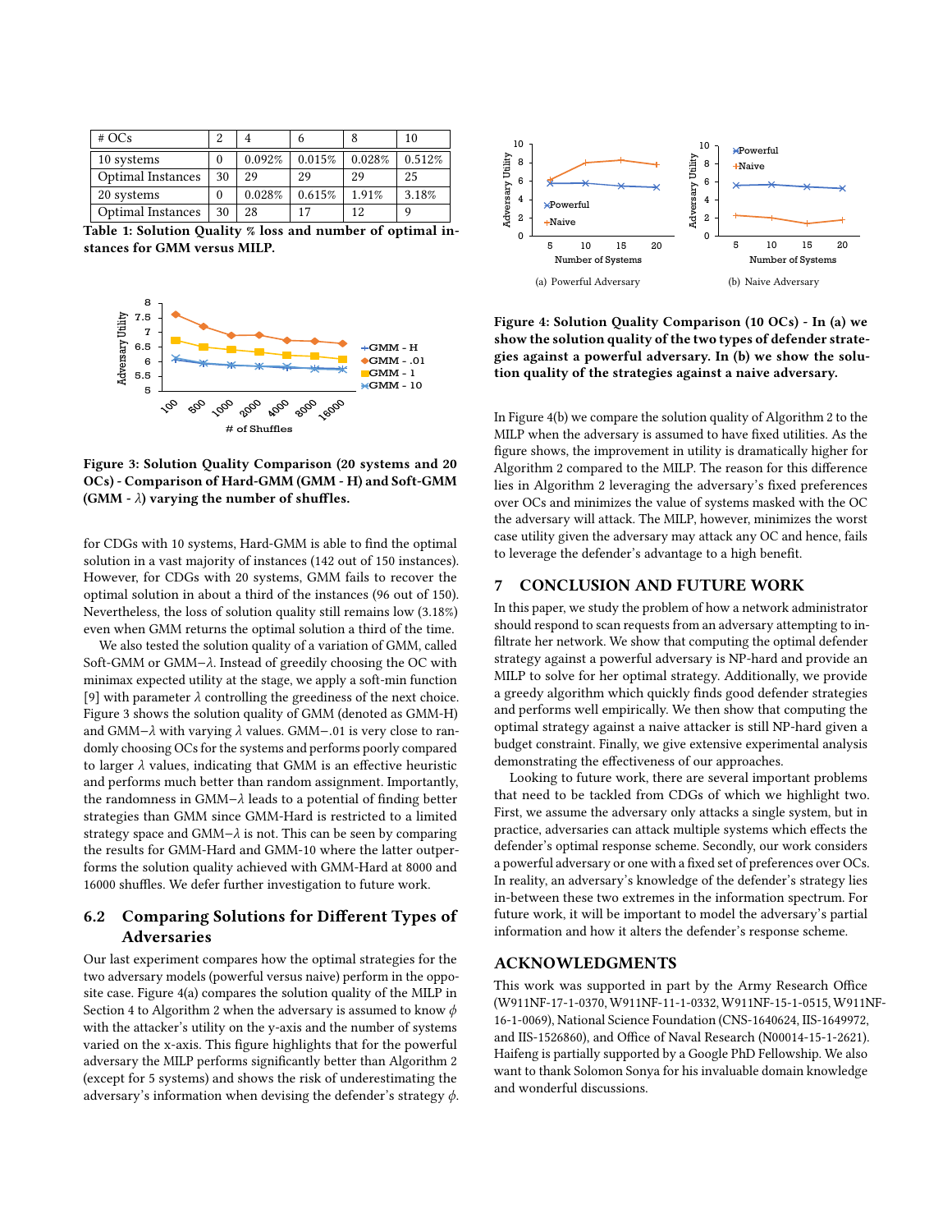| # OCs | 2 | 4 | 6 | 8 | 10 |
|---|---|---|---|---|---|
| 10 systems | 0 | 0.092% | 0.015% | 0.028% | 0.512% |
| Optimal Instances | 30 | 29 | 29 | 29 | 25 |
| 20 systems | 0 | 0.028% | 0.615% | 1.91% | 3.18% |
| Optimal Instances | 30 | 28 | 17 | 12 | 9 |

**Table 1: Solution Quality % loss and number of optimal instances for GMM versus MILP.**

**Figure 3: Solution Quality Comparison (20 systems and 20 OCs) - Comparison of Hard-GMM (GMM - H) and Soft-GMM (GMM - $\lambda$) varying the number of shuffles.**

for CDGs with 10 systems, Hard-GMM is able to find the optimal solution in a vast majority of instances (142 out of 150 instances). However, for CDGs with 20 systems, GMM fails to recover the optimal solution in about a third of the instances (96 out of 150). Nevertheless, the loss of solution quality still remains low (3.18%) even when GMM returns the optimal solution a third of the time.

We also tested the solution quality of a variation of GMM, called Soft-GMM or GMM$-\lambda$. Instead of greedily choosing the OC with minimax expected utility at the stage, we apply a soft-min function [9] with parameter $\lambda$ controlling the greediness of the next choice. Figure 3 shows the solution quality of GMM (denoted as GMM-H) and GMM$-\lambda$ with varying $\lambda$ values. GMM$-.01$ is very close to randomly choosing OCs for the systems and performs poorly compared to larger $\lambda$ values, indicating that GMM is an effective heuristic and performs much better than random assignment. Importantly, the randomness in GMM$-\lambda$ leads to a potential of finding better strategies than GMM since GMM-Hard is restricted to a limited strategy space and GMM$-\lambda$ is not. This can be seen by comparing the results for GMM-Hard and GMM-10 where the latter outperforms the solution quality achieved with GMM-Hard at 8000 and 16000 shuffles. We defer further investigation to future work.

## 6.2 Comparing Solutions for Different Types of Adversaries

Our last experiment compares how the optimal strategies for the two adversary models (powerful versus naive) perform in the opposite case. Figure 4(a) compares the solution quality of the MILP in Section 4 to Algorithm 2 when the adversary is assumed to know $\phi$ with the attacker's utility on the y-axis and the number of systems varied on the x-axis. This figure highlights that for the powerful adversary the MILP performs significantly better than Algorithm 2 (except for 5 systems) and shows the risk of underestimating the adversary's information when devising the defender's strategy $\phi$.

(a) Powerful Adversary

(b) Naive Adversary

**Figure 4: Solution Quality Comparison (10 OCs) - In (a) we show the solution quality of the two types of defender strategies against a powerful adversary. In (b) we show the solution quality of the strategies against a naive adversary.**

In Figure 4(b) we compare the solution quality of Algorithm 2 to the MILP when the adversary is assumed to have fixed utilities. As the figure shows, the improvement in utility is dramatically higher for Algorithm 2 compared to the MILP. The reason for this difference lies in Algorithm 2 leveraging the adversary's fixed preferences over OCs and minimizes the value of systems masked with the OC the adversary will attack. The MILP, however, minimizes the worst case utility given the adversary may attack any OC and hence, fails to leverage the defender's advantage to a high benefit.

## 7 CONCLUSION AND FUTURE WORK

In this paper, we study the problem of how a network administrator should respond to scan requests from an adversary attempting to infiltrate her network. We show that computing the optimal defender strategy against a powerful adversary is NP-hard and provide an MILP to solve for her optimal strategy. Additionally, we provide a greedy algorithm which quickly finds good defender strategies and performs well empirically. We then show that computing the optimal strategy against a naive attacker is still NP-hard given a budget constraint. Finally, we give extensive experimental analysis demonstrating the effectiveness of our approaches.

Looking to future work, there are several important problems that need to be tackled from CDGs of which we highlight two. First, we assume the adversary only attacks a single system, but in practice, adversaries can attack multiple systems which effects the defender's optimal response scheme. Secondly, our work considers a powerful adversary or one with a fixed set of preferences over OCs. In reality, an adversary's knowledge of the defender's strategy lies in-between these two extremes in the information spectrum. For future work, it will be important to model the adversary's partial information and how it alters the defender's response scheme.

## ACKNOWLEDGMENTS

This work was supported in part by the Army Research Office (W911NF-17-1-0370, W911NF-11-1-0332, W911NF-15-1-0515, W911NF-16-1-0069), National Science Foundation (CNS-1640624, IIS-1649972, and IIS-1526860), and Office of Naval Research (N00014-15-1-2621). Haifeng is partially supported by a Google PhD Fellowship. We also want to thank Solomon Sonya for his invaluable domain knowledge and wonderful discussions.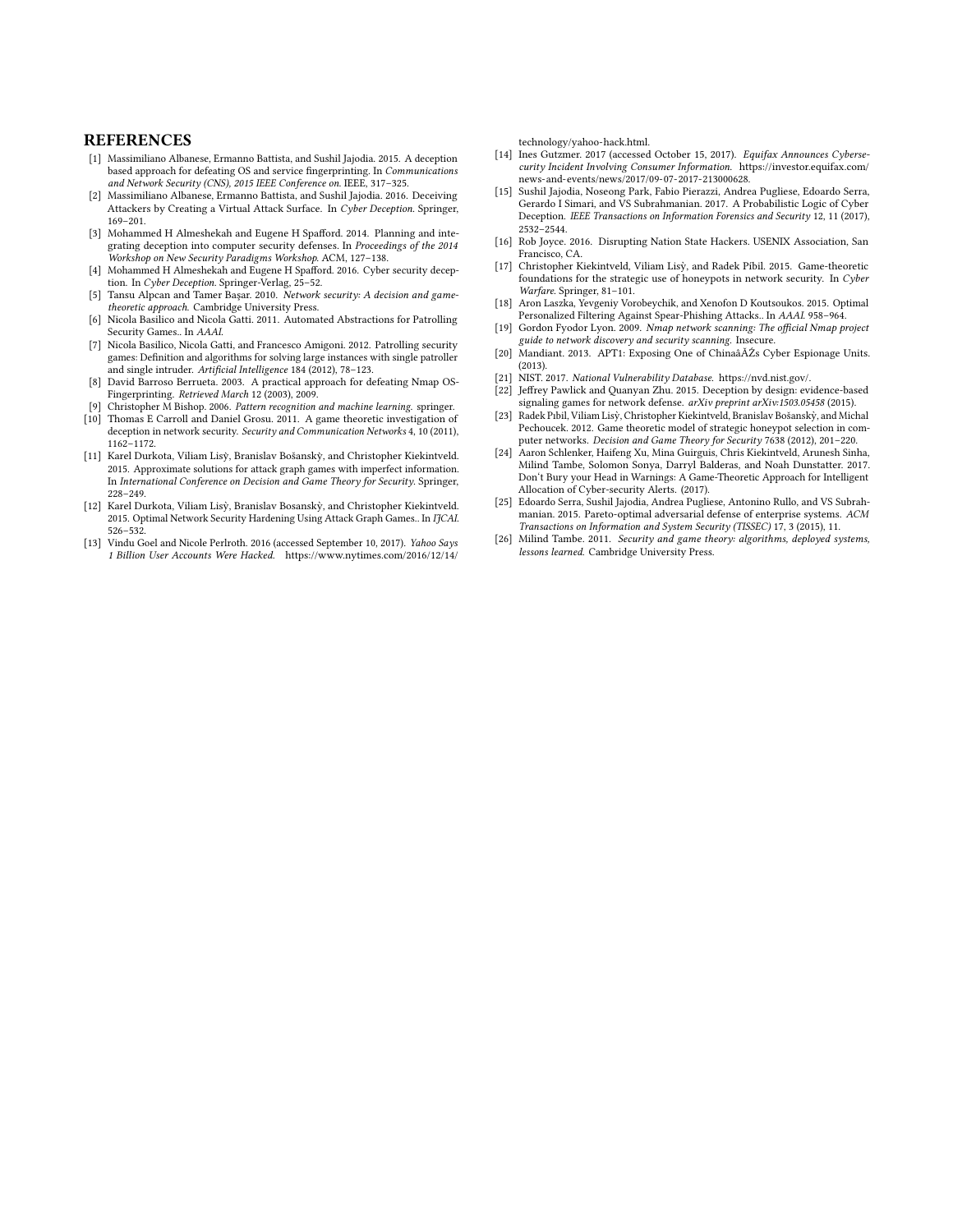## REFERENCES

- [1] Massimiliano Albanese, Ermanno Battista, and Sushil Jajodia. 2015. A deception based approach for defeating OS and service fingerprinting. In *Communications and Network Security (CNS), 2015 IEEE Conference on*. IEEE, 317–325.
- [2] Massimiliano Albanese, Ermanno Battista, and Sushil Jajodia. 2016. Deceiving Attackers by Creating a Virtual Attack Surface. In *Cyber Deception*. Springer, 169–201.
- [3] Mohammed H Almeshekah and Eugene H Spafford. 2014. Planning and integrating deception into computer security defenses. In *Proceedings of the 2014 Workshop on New Security Paradigms Workshop*. ACM, 127–138.
- [4] Mohammed H Almeshekah and Eugene H Spafford. 2016. Cyber security deception. In *Cyber Deception*. Springer-Verlag, 25–52.
- [5] Tansu Alpcan and Tamer Başar. 2010. *Network security: A decision and game-theoretic approach*. Cambridge University Press.
- [6] Nicola Basilico and Nicola Gatti. 2011. Automated Abstractions for Patrolling Security Games.. In *AAAI*.
- [7] Nicola Basilico, Nicola Gatti, and Francesco Amigoni. 2012. Patrolling security games: Definition and algorithms for solving large instances with single patroller and single intruder. *Artificial Intelligence* 184 (2012), 78–123.
- [8] David Barroso Berrueta. 2003. A practical approach for defeating Nmap OS-Fingerprinting. *Retrieved March* 12 (2003), 2009.
- [9] Christopher M Bishop. 2006. *Pattern recognition and machine learning*. springer.
- [10] Thomas E Carroll and Daniel Grosu. 2011. A game theoretic investigation of deception in network security. *Security and Communication Networks* 4, 10 (2011), 1162–1172.
- [11] Karel Durkota, Viliam Lisỳ, Branislav Bošanskỳ, and Christopher Kiekintveld. 2015. Approximate solutions for attack graph games with imperfect information. In *International Conference on Decision and Game Theory for Security*. Springer, 228–249.
- [12] Karel Durkota, Viliam Lisỳ, Branislav Bosanskỳ, and Christopher Kiekintveld. 2015. Optimal Network Security Hardening Using Attack Graph Games.. In *IJCAI*. 526–532.
- [13] Vindu Goel and Nicole Perlroth. 2016 (accessed September 10, 2017). *Yahoo Says 1 Billion User Accounts Were Hacked*. https://www.nytimes.com/2016/12/14/technology/yahoo-hack.html.
- [14] Ines Gutzmer. 2017 (accessed October 15, 2017). *Equifax Announces Cybersecurity Incident Involving Consumer Information*. https://investor.equifax.com/news-and-events/news/2017/09-07-2017-213000628.
- [15] Sushil Jajodia, Noseong Park, Fabio Pierazzi, Andrea Pugliese, Edoardo Serra, Gerardo I Simari, and VS Subrahmanian. 2017. A Probabilistic Logic of Cyber Deception. *IEEE Transactions on Information Forensics and Security* 12, 11 (2017), 2532–2544.
- [16] Rob Joyce. 2016. Disrupting Nation State Hackers. USENIX Association, San Francisco, CA.
- [17] Christopher Kiekintveld, Viliam Lisỳ, and Radek Píbil. 2015. Game-theoretic foundations for the strategic use of honeypots in network security. In *Cyber Warfare*. Springer, 81–101.
- [18] Aron Laszka, Yevgeniy Vorobeychik, and Xenofon D Koutsoukos. 2015. Optimal Personalized Filtering Against Spear-Phishing Attacks.. In *AAAI*. 958–964.
- [19] Gordon Fyodor Lyon. 2009. *Nmap network scanning: The official Nmap project guide to network discovery and security scanning*. Insecure.
- [20] Mandiant. 2013. APT1: Exposing One of ChinaâĂŹs Cyber Espionage Units. (2013).
- [21] NIST. 2017. *National Vulnerability Database*. https://nvd.nist.gov/.
- [22] Jeffrey Pawlick and Quanyan Zhu. 2015. Deception by design: evidence-based signaling games for network defense. *arXiv preprint arXiv:1503.05458* (2015).
- [23] Radek Pıbil, Viliam Lisỳ, Christopher Kiekintveld, Branislav Bošanskỳ, and Michal Pechoucek. 2012. Game theoretic model of strategic honeypot selection in computer networks. *Decision and Game Theory for Security* 7638 (2012), 201–220.
- [24] Aaron Schlenker, Haifeng Xu, Mina Guirguis, Chris Kiekintveld, Arunesh Sinha, Milind Tambe, Solomon Sonya, Darryl Balderas, and Noah Dunstatter. 2017. Don't Bury your Head in Warnings: A Game-Theoretic Approach for Intelligent Allocation of Cyber-security Alerts. (2017).
- [25] Edoardo Serra, Sushil Jajodia, Andrea Pugliese, Antonino Rullo, and VS Subrahmanian. 2015. Pareto-optimal adversarial defense of enterprise systems. *ACM Transactions on Information and System Security (TISSEC)* 17, 3 (2015), 11.
- [26] Milind Tambe. 2011. *Security and game theory: algorithms, deployed systems, lessons learned*. Cambridge University Press.